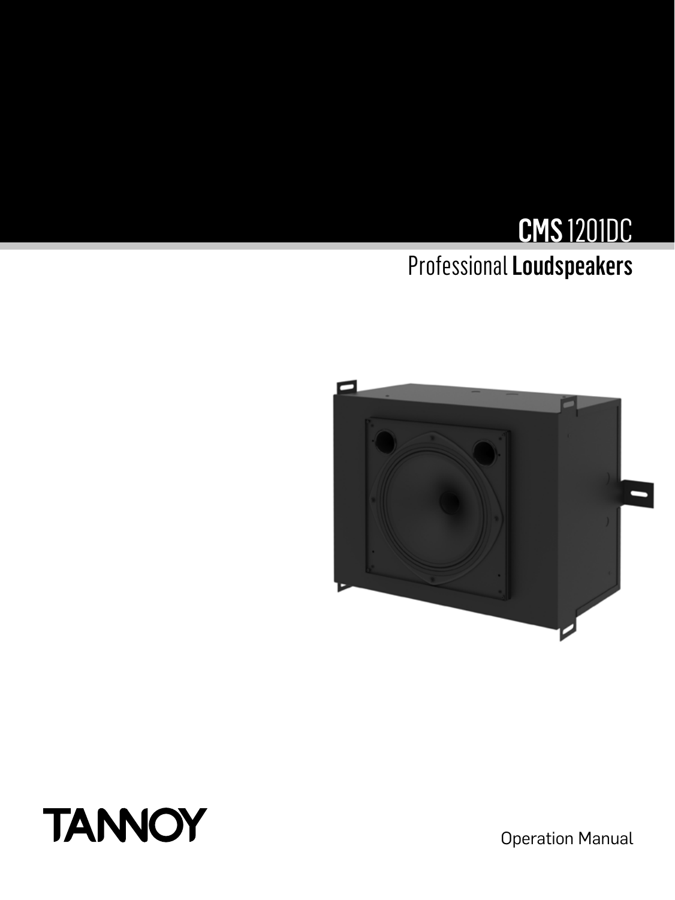# CMS 1201DC

## Professional Loudspeakers

TANNOY

Operation Manual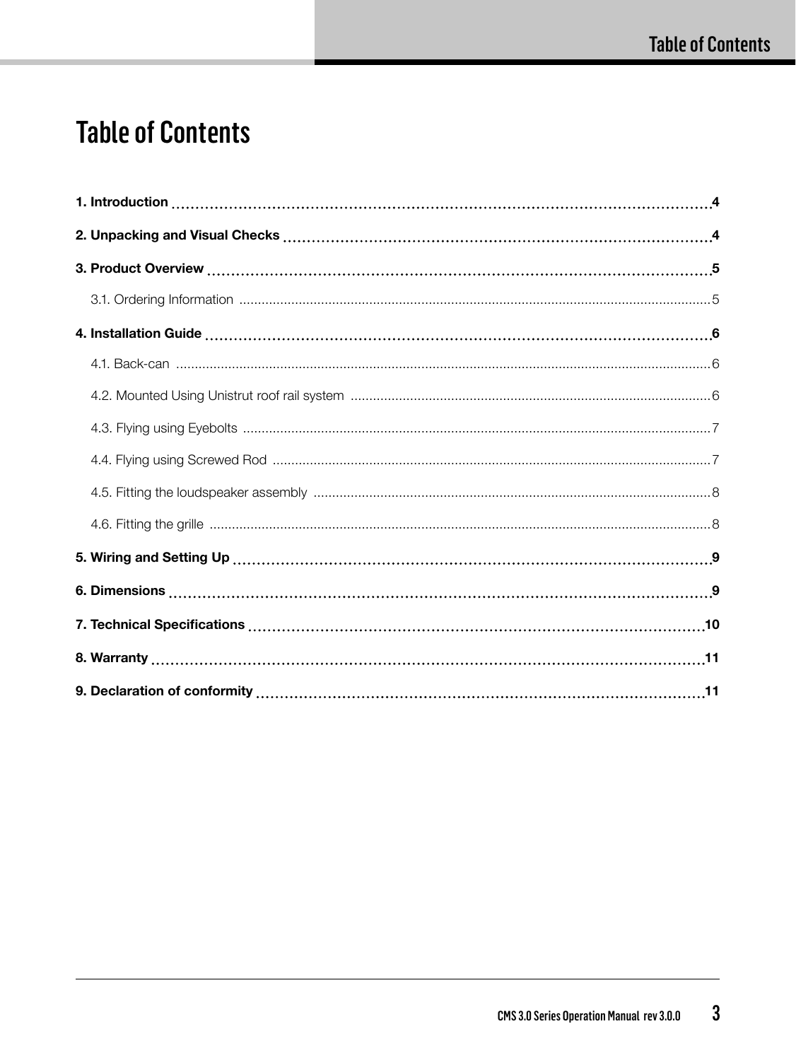# Table of Contents

**1. Introduction** .......... **4**

**2. Unpacking and Visual Checks** .......... **4**

**3. Product Overview** .......... **5**

3.1. Ordering Information .......... 5

**4. Installation Guide** .......... **6**

4.1. Back-can .......... 6

4.2. Mounted Using Unistrut roof rail system .......... 6

4.3. Flying using Eyebolts .......... 7

4.4. Flying using Screwed Rod .......... 7

4.5. Fitting the loudspeaker assembly .......... 8

4.6. Fitting the grille .......... 8

**5. Wiring and Setting Up** .......... **9**

**6. Dimensions** .......... **9**

**7. Technical Specifications** .......... **10**

**8. Warranty** .......... **11**

**9. Declaration of conformity** .......... **11**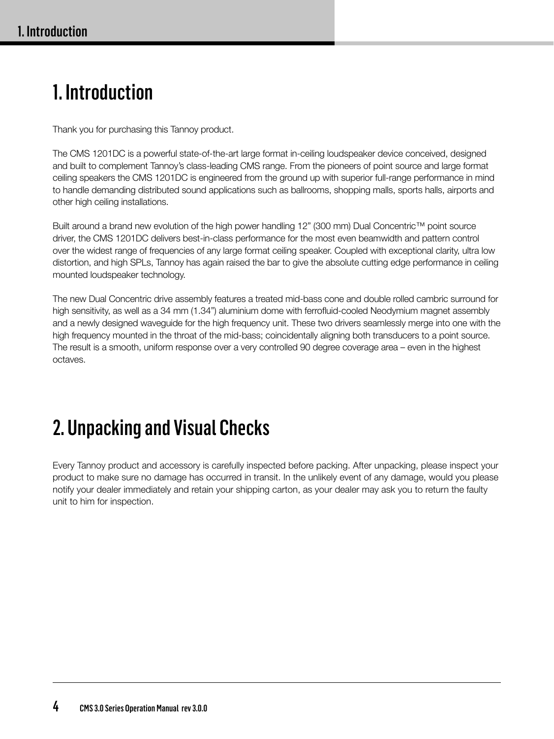# 1. Introduction

Thank you for purchasing this Tannoy product.

The CMS 1201DC is a powerful state-of-the-art large format in-ceiling loudspeaker device conceived, designed and built to complement Tannoy's class-leading CMS range. From the pioneers of point source and large format ceiling speakers the CMS 1201DC is engineered from the ground up with superior full-range performance in mind to handle demanding distributed sound applications such as ballrooms, shopping malls, sports halls, airports and other high ceiling installations.

Built around a brand new evolution of the high power handling 12" (300 mm) Dual Concentric™ point source driver, the CMS 1201DC delivers best-in-class performance for the most even beamwidth and pattern control over the widest range of frequencies of any large format ceiling speaker. Coupled with exceptional clarity, ultra low distortion, and high SPLs, Tannoy has again raised the bar to give the absolute cutting edge performance in ceiling mounted loudspeaker technology.

The new Dual Concentric drive assembly features a treated mid-bass cone and double rolled cambric surround for high sensitivity, as well as a 34 mm (1.34") aluminium dome with ferrofluid-cooled Neodymium magnet assembly and a newly designed waveguide for the high frequency unit. These two drivers seamlessly merge into one with the high frequency mounted in the throat of the mid-bass; coincidentally aligning both transducers to a point source. The result is a smooth, uniform response over a very controlled 90 degree coverage area – even in the highest octaves.

# 2. Unpacking and Visual Checks

Every Tannoy product and accessory is carefully inspected before packing. After unpacking, please inspect your product to make sure no damage has occurred in transit. In the unlikely event of any damage, would you please notify your dealer immediately and retain your shipping carton, as your dealer may ask you to return the faulty unit to him for inspection.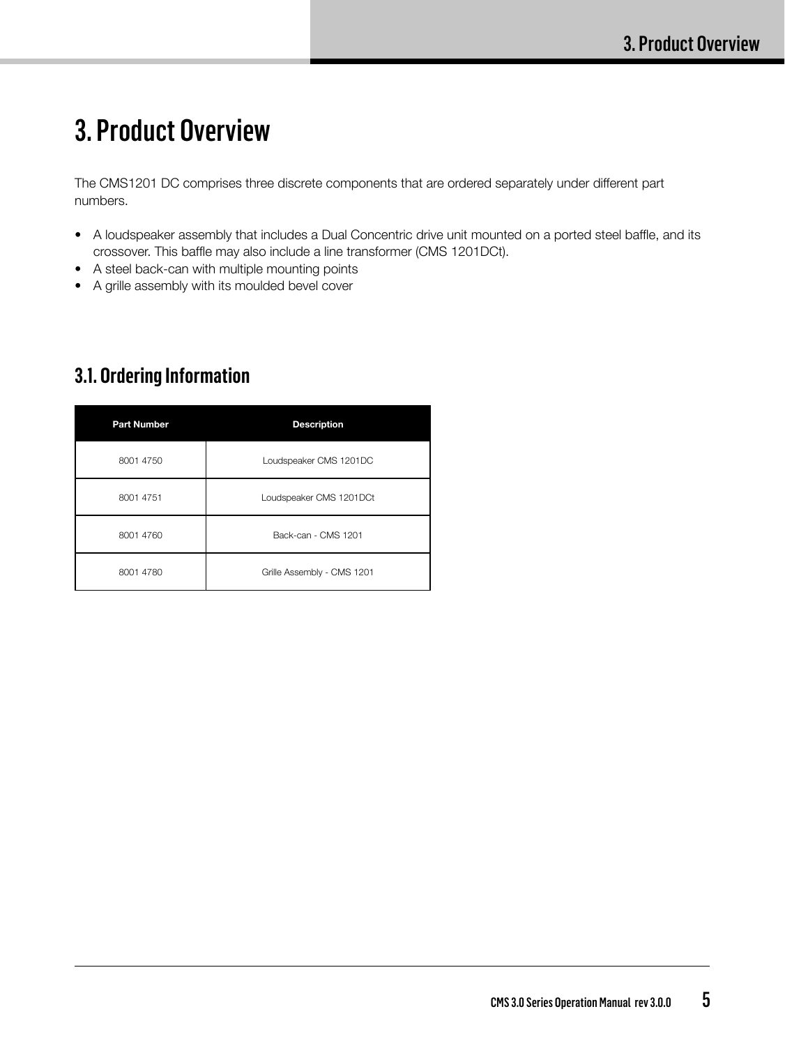# 3. Product Overview

The CMS1201 DC comprises three discrete components that are ordered separately under different part numbers.

- A loudspeaker assembly that includes a Dual Concentric drive unit mounted on a ported steel baffle, and its crossover. This baffle may also include a line transformer (CMS 1201DCt).
- A steel back-can with multiple mounting points
- A grille assembly with its moulded bevel cover

## 3.1. Ordering Information

| Part Number | Description |
| --- | --- |
| 8001 4750 | Loudspeaker CMS 1201DC |
| 8001 4751 | Loudspeaker CMS 1201DCt |
| 8001 4760 | Back-can - CMS 1201 |
| 8001 4780 | Grille Assembly - CMS 1201 |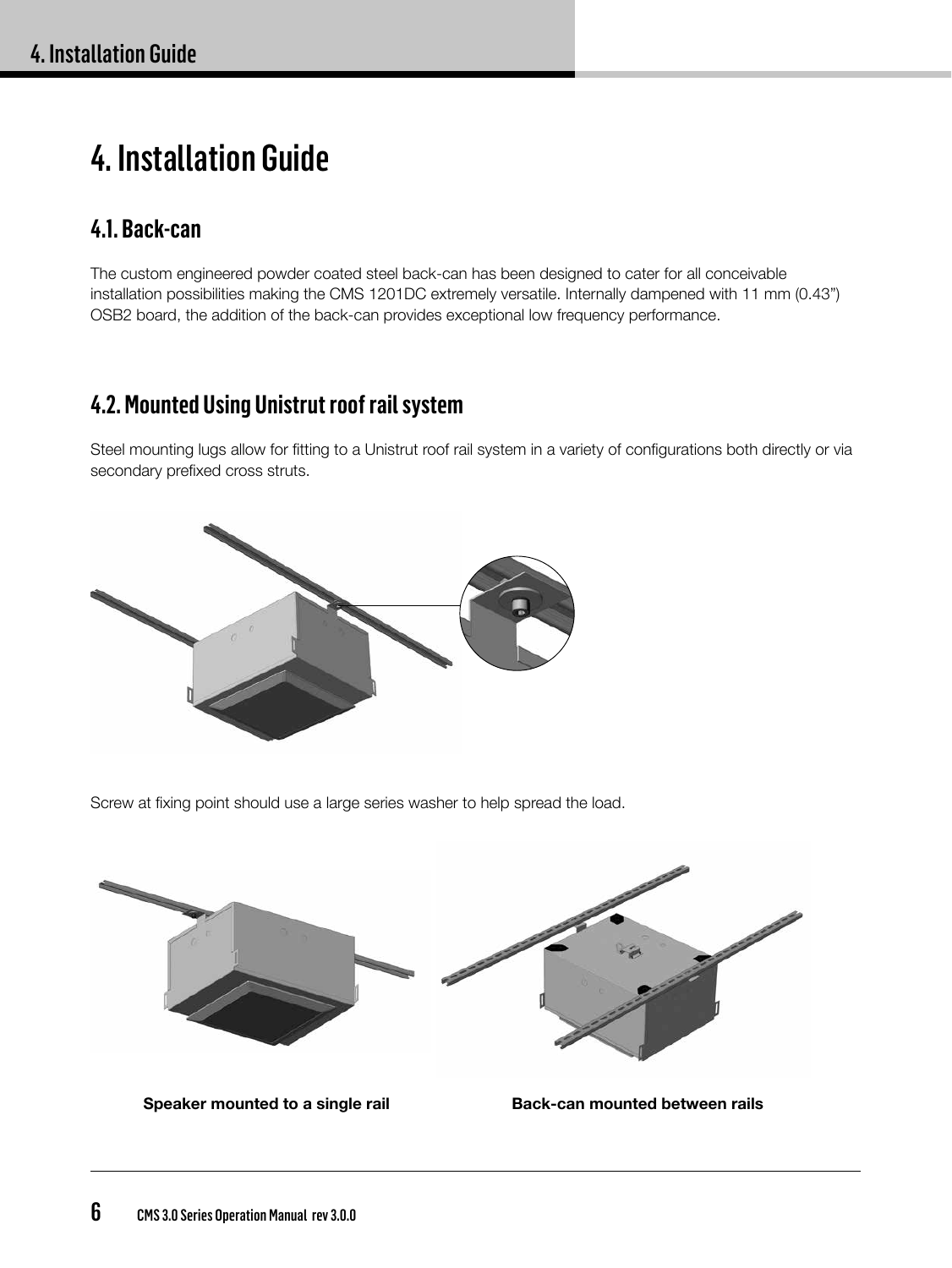# 4. Installation Guide

## 4.1. Back-can

The custom engineered powder coated steel back-can has been designed to cater for all conceivable installation possibilities making the CMS 1201DC extremely versatile. Internally dampened with 11 mm (0.43") OSB2 board, the addition of the back-can provides exceptional low frequency performance.

## 4.2. Mounted Using Unistrut roof rail system

Steel mounting lugs allow for fitting to a Unistrut roof rail system in a variety of configurations both directly or via secondary prefixed cross struts.

Screw at fixing point should use a large series washer to help spread the load.

**Speaker mounted to a single rail**

**Back-can mounted between rails**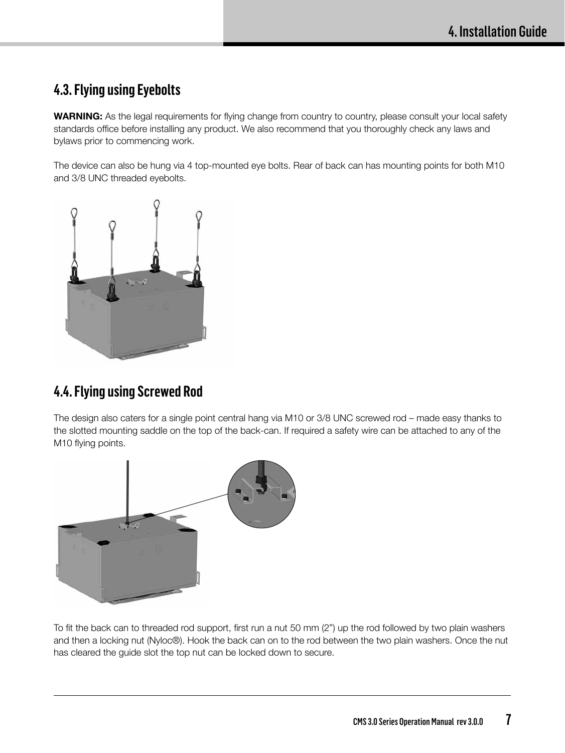## 4.3. Flying using Eyebolts

**WARNING:** As the legal requirements for flying change from country to country, please consult your local safety standards office before installing any product. We also recommend that you thoroughly check any laws and bylaws prior to commencing work.

The device can also be hung via 4 top-mounted eye bolts. Rear of back can has mounting points for both M10 and 3/8 UNC threaded eyebolts.

## 4.4. Flying using Screwed Rod

The design also caters for a single point central hang via M10 or 3/8 UNC screwed rod – made easy thanks to the slotted mounting saddle on the top of the back-can. If required a safety wire can be attached to any of the M10 flying points.

To fit the back can to threaded rod support, first run a nut 50 mm (2") up the rod followed by two plain washers and then a locking nut (Nyloc®). Hook the back can on to the rod between the two plain washers. Once the nut has cleared the guide slot the top nut can be locked down to secure.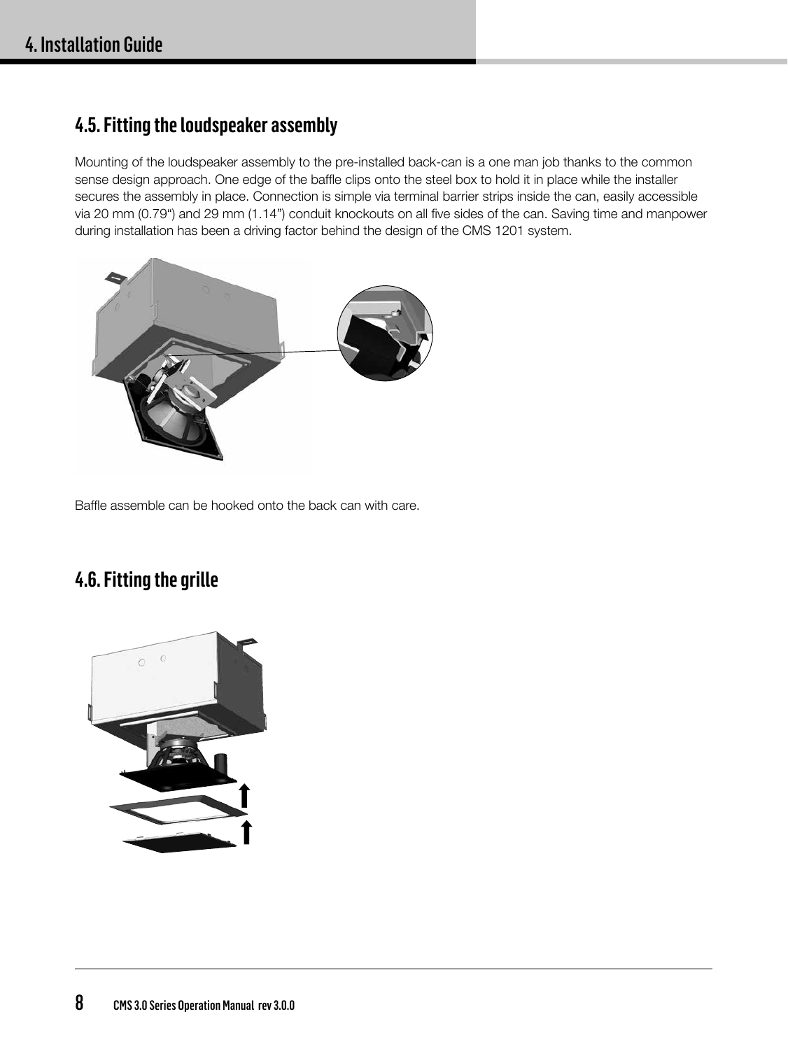## 4.5. Fitting the loudspeaker assembly

Mounting of the loudspeaker assembly to the pre-installed back-can is a one man job thanks to the common sense design approach. One edge of the baffle clips onto the steel box to hold it in place while the installer secures the assembly in place. Connection is simple via terminal barrier strips inside the can, easily accessible via 20 mm (0.79") and 29 mm (1.14") conduit knockouts on all five sides of the can. Saving time and manpower during installation has been a driving factor behind the design of the CMS 1201 system.

Baffle assemble can be hooked onto the back can with care.

## 4.6. Fitting the grille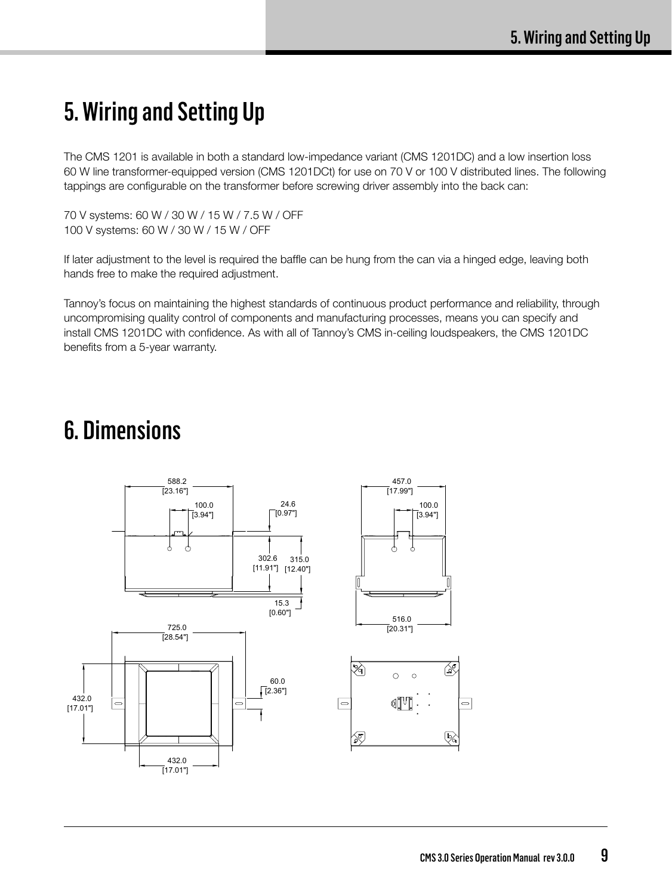# 5. Wiring and Setting Up

The CMS 1201 is available in both a standard low-impedance variant (CMS 1201DC) and a low insertion loss 60 W line transformer-equipped version (CMS 1201DCt) for use on 70 V or 100 V distributed lines. The following tappings are configurable on the transformer before screwing driver assembly into the back can:

70 V systems: 60 W / 30 W / 15 W / 7.5 W / OFF
100 V systems: 60 W / 30 W / 15 W / OFF

If later adjustment to the level is required the baffle can be hung from the can via a hinged edge, leaving both hands free to make the required adjustment.

Tannoy's focus on maintaining the highest standards of continuous product performance and reliability, through uncompromising quality control of components and manufacturing processes, means you can specify and install CMS 1201DC with confidence. As with all of Tannoy's CMS in-ceiling loudspeakers, the CMS 1201DC benefits from a 5-year warranty.

# 6. Dimensions

588.2 [23.16"]
100.0 [3.94"]
24.6 [0.97"]
302.6 [11.91"]
315.0 [12.40"]
15.3 [0.60"]
457.0 [17.99"]
100.0 [3.94"]
516.0 [20.31"]
725.0 [28.54"]
60.0 [2.36"]
432.0 [17.01"]
432.0 [17.01"]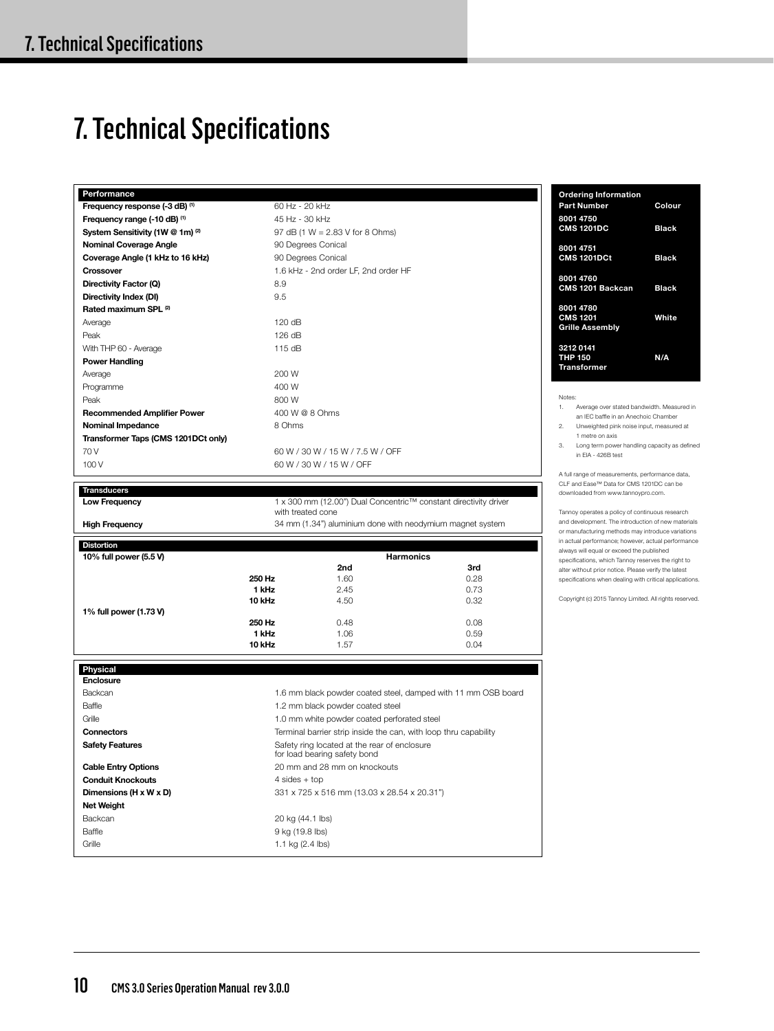# 7. Technical Specifications

| Performance | |
|---|---|
| **Frequency response (-3 dB)** [1] | 60 Hz - 20 kHz |
| **Frequency range (-10 dB)** [1] | 45 Hz - 30 kHz |
| **System Sensitivity (1W @ 1m)** [2] | 97 dB (1 W = 2.83 V for 8 Ohms) |
| **Nominal Coverage Angle** | 90 Degrees Conical |
| **Coverage Angle (1 kHz to 16 kHz)** | 90 Degrees Conical |
| **Crossover** | 1.6 kHz - 2nd order LF, 2nd order HF |
| **Directivity Factor (Q)** | 8.9 |
| **Directivity Index (DI)** | 9.5 |
| **Rated maximum SPL** [2] | |
| Average | 120 dB |
| Peak | 126 dB |
| With THP 60 - Average | 115 dB |
| **Power Handling** | |
| Average | 200 W |
| Programme | 400 W |
| Peak | 800 W |
| **Recommended Amplifier Power** | 400 W @ 8 Ohms |
| **Nominal Impedance** | 8 Ohms |
| **Transformer Taps (CMS 1201DCt only)** | |
| 70 V | 60 W / 30 W / 15 W / 7.5 W / OFF |
| 100 V | 60 W / 30 W / 15 W / OFF |

| Transducers | |
|---|---|
| **Low Frequency** | 1 x 300 mm (12.00") Dual Concentric™ constant directivity driver with treated cone |
| **High Frequency** | 34 mm (1.34") aluminium done with neodymium magnet system |

| Distortion | | Harmonics | |
|---|---|---|---|
| | | **2nd** | **3rd** |
| **10% full power (5.5 V)** | | | |
| | **250 Hz** | 1.60 | 0.28 |
| | **1 kHz** | 2.45 | 0.73 |
| | **10 kHz** | 4.50 | 0.32 |
| **1% full power (1.73 V)** | | | |
| | **250 Hz** | 0.48 | 0.08 |
| | **1 kHz** | 1.06 | 0.59 |
| | **10 kHz** | 1.57 | 0.04 |

| Physical | |
|---|---|
| **Enclosure** | |
| Backcan | 1.6 mm black powder coated steel, damped with 11 mm OSB board |
| Baffle | 1.2 mm black powder coated steel |
| Grille | 1.0 mm white powder coated perforated steel |
| **Connectors** | Terminal barrier strip inside the can, with loop thru capability |
| **Safety Features** | Safety ring located at the rear of enclosure for load bearing safety bond |
| **Cable Entry Options** | 20 mm and 28 mm on knockouts |
| **Conduit Knockouts** | 4 sides + top |
| **Dimensions (H x W x D)** | 331 x 725 x 516 mm (13.03 x 28.54 x 20.31") |
| **Net Weight** | |
| Backcan | 20 kg (44.1 lbs) |
| Baffle | 9 kg (19.8 lbs) |
| Grille | 1.1 kg (2.4 lbs) |

| Ordering Information | |
|---|---|
| **Part Number** | **Colour** |
| 8001 4750 CMS 1201DC | Black |
| 8001 4751 CMS 1201DCt | Black |
| 8001 4760 CMS 1201 Backcan | Black |
| 8001 4780 CMS 1201 Grille Assembly | White |
| 3212 0141 THP 150 Transformer | N/A |

Notes:

1. Average over stated bandwidth. Measured in an IEC baffle in an Anechoic Chamber
2. Unweighted pink noise input, measured at 1 metre on axis
3. Long term power handling capacity as defined in EIA - 426B test

A full range of measurements, performance data, CLF and Ease™ Data for CMS 1201DC can be downloaded from www.tannoypro.com.

Tannoy operates a policy of continuous research and development. The introduction of new materials or manufacturing methods may introduce variations in actual performance; however, actual performance always will equal or exceed the published specifications, which Tannoy reserves the right to alter without prior notice. Please verify the latest specifications when dealing with critical applications.

Copyright (c) 2015 Tannoy Limited. All rights reserved.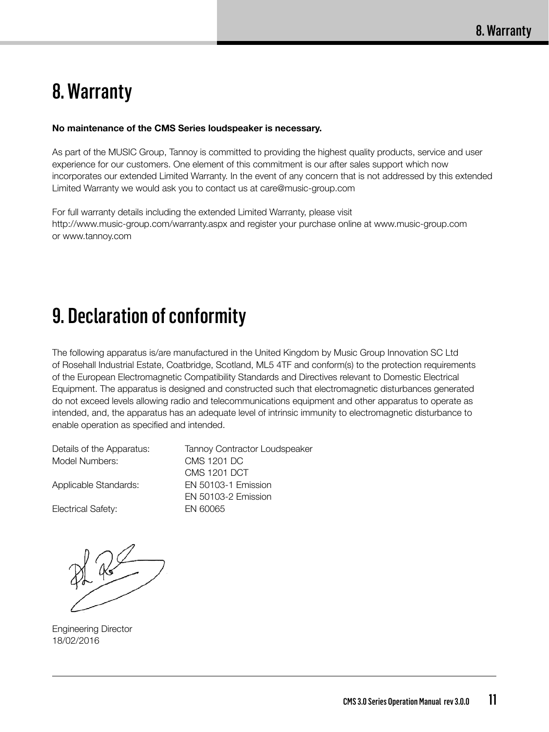# 8. Warranty

**No maintenance of the CMS Series loudspeaker is necessary.**

As part of the MUSIC Group, Tannoy is committed to providing the highest quality products, service and user experience for our customers. One element of this commitment is our after sales support which now incorporates our extended Limited Warranty. In the event of any concern that is not addressed by this extended Limited Warranty we would ask you to contact us at care@music-group.com

For full warranty details including the extended Limited Warranty, please visit http://www.music-group.com/warranty.aspx and register your purchase online at www.music-group.com or www.tannoy.com

# 9. Declaration of conformity

The following apparatus is/are manufactured in the United Kingdom by Music Group Innovation SC Ltd of Rosehall Industrial Estate, Coatbridge, Scotland, ML5 4TF and conform(s) to the protection requirements of the European Electromagnetic Compatibility Standards and Directives relevant to Domestic Electrical Equipment. The apparatus is designed and constructed such that electromagnetic disturbances generated do not exceed levels allowing radio and telecommunications equipment and other apparatus to operate as intended, and, the apparatus has an adequate level of intrinsic immunity to electromagnetic disturbance to enable operation as specified and intended.

| | |
|---|---|
| Details of the Apparatus: | Tannoy Contractor Loudspeaker |
| Model Numbers: | CMS 1201 DC |
| | CMS 1201 DCT |
| Applicable Standards: | EN 50103-1 Emission |
| | EN 50103-2 Emission |
| Electrical Safety: | EN 60065 |

Engineering Director
18/02/2016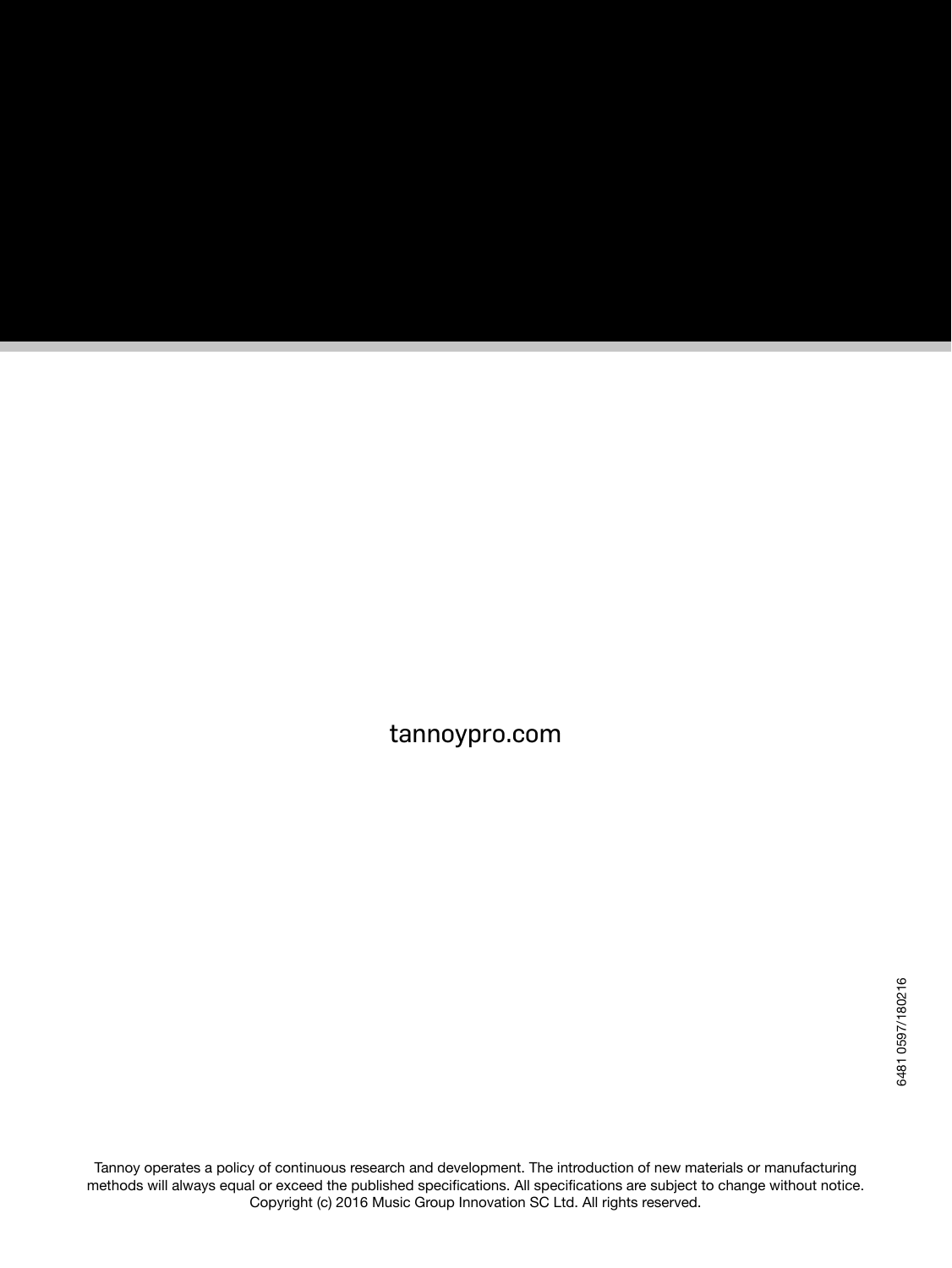tannoypro.com

6481 0597/180216

Tannoy operates a policy of continuous research and development. The introduction of new materials or manufacturing methods will always equal or exceed the published specifications. All specifications are subject to change without notice. Copyright (c) 2016 Music Group Innovation SC Ltd. All rights reserved.